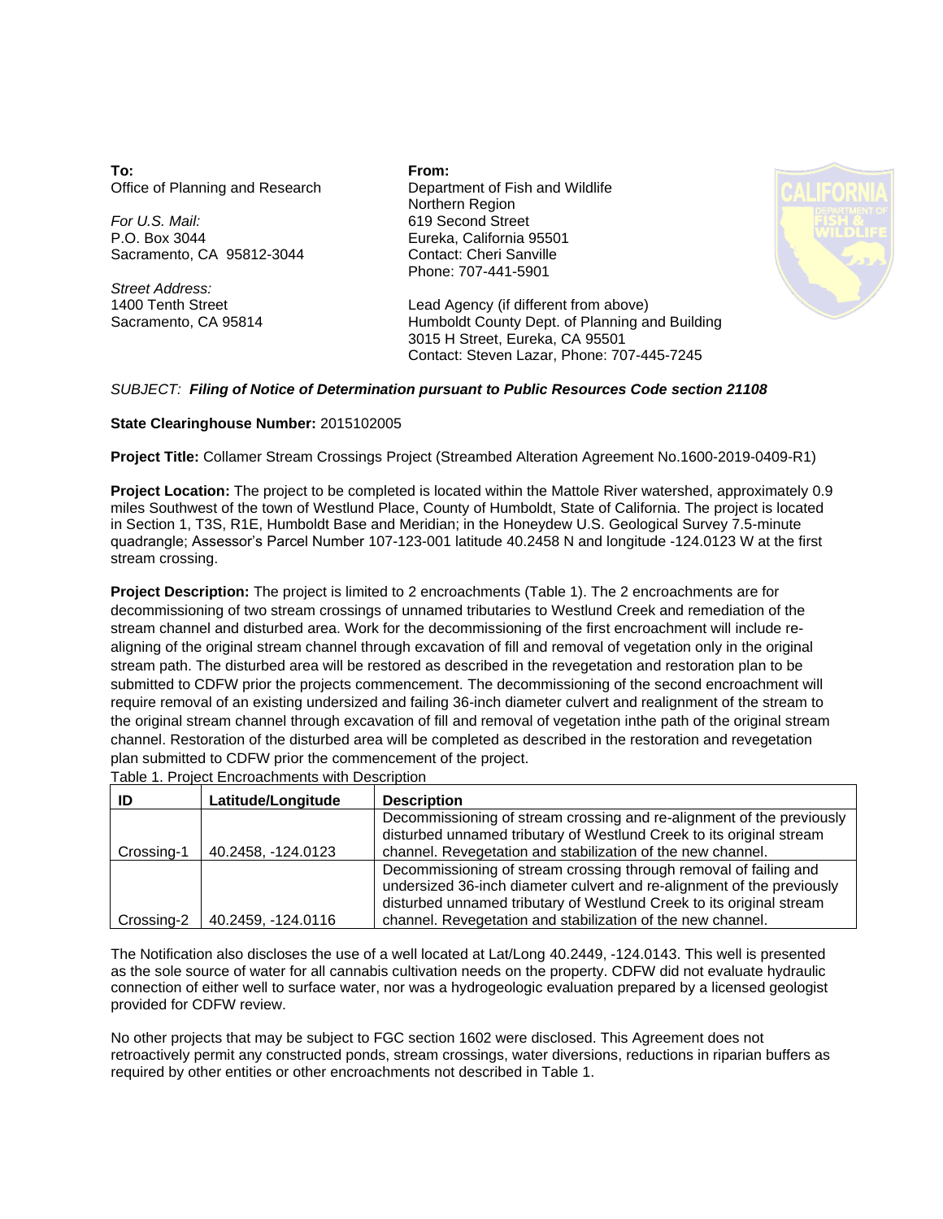**To:**
Office of Planning and Research

*For U.S. Mail:*
P.O. Box 3044
Sacramento, CA 95812-3044

*Street Address:*
1400 Tenth Street
Sacramento, CA 95814

**From:**
Department of Fish and Wildlife
Northern Region
619 Second Street
Eureka, California 95501
Contact: Cheri Sanville
Phone: 707-441-5901

Lead Agency (if different from above)
Humboldt County Dept. of Planning and Building
3015 H Street, Eureka, CA 95501
Contact: Steven Lazar, Phone: 707-445-7245

*SUBJECT:* ***Filing of Notice of Determination pursuant to Public Resources Code section 21108***

**State Clearinghouse Number:** 2015102005

**Project Title:** Collamer Stream Crossings Project (Streambed Alteration Agreement No.1600-2019-0409-R1)

**Project Location:** The project to be completed is located within the Mattole River watershed, approximately 0.9 miles Southwest of the town of Westlund Place, County of Humboldt, State of California. The project is located in Section 1, T3S, R1E, Humboldt Base and Meridian; in the Honeydew U.S. Geological Survey 7.5-minute quadrangle; Assessor's Parcel Number 107-123-001 latitude 40.2458 N and longitude -124.0123 W at the first stream crossing.

**Project Description:** The project is limited to 2 encroachments (Table 1). The 2 encroachments are for decommissioning of two stream crossings of unnamed tributaries to Westlund Creek and remediation of the stream channel and disturbed area. Work for the decommissioning of the first encroachment will include re-aligning of the original stream channel through excavation of fill and removal of vegetation only in the original stream path. The disturbed area will be restored as described in the revegetation and restoration plan to be submitted to CDFW prior the projects commencement. The decommissioning of the second encroachment will require removal of an existing undersized and failing 36-inch diameter culvert and realignment of the stream to the original stream channel through excavation of fill and removal of vegetation inthe path of the original stream channel. Restoration of the disturbed area will be completed as described in the restoration and revegetation plan submitted to CDFW prior the commencement of the project.

Table 1. Project Encroachments with Description

| ID | Latitude/Longitude | Description |
|---|---|---|
| Crossing-1 | 40.2458, -124.0123 | Decommissioning of stream crossing and re-alignment of the previously disturbed unnamed tributary of Westlund Creek to its original stream channel. Revegetation and stabilization of the new channel. |
| Crossing-2 | 40.2459, -124.0116 | Decommissioning of stream crossing through removal of failing and undersized 36-inch diameter culvert and re-alignment of the previously disturbed unnamed tributary of Westlund Creek to its original stream channel. Revegetation and stabilization of the new channel. |

The Notification also discloses the use of a well located at Lat/Long 40.2449, -124.0143. This well is presented as the sole source of water for all cannabis cultivation needs on the property. CDFW did not evaluate hydraulic connection of either well to surface water, nor was a hydrogeologic evaluation prepared by a licensed geologist provided for CDFW review.

No other projects that may be subject to FGC section 1602 were disclosed. This Agreement does not retroactively permit any constructed ponds, stream crossings, water diversions, reductions in riparian buffers as required by other entities or other encroachments not described in Table 1.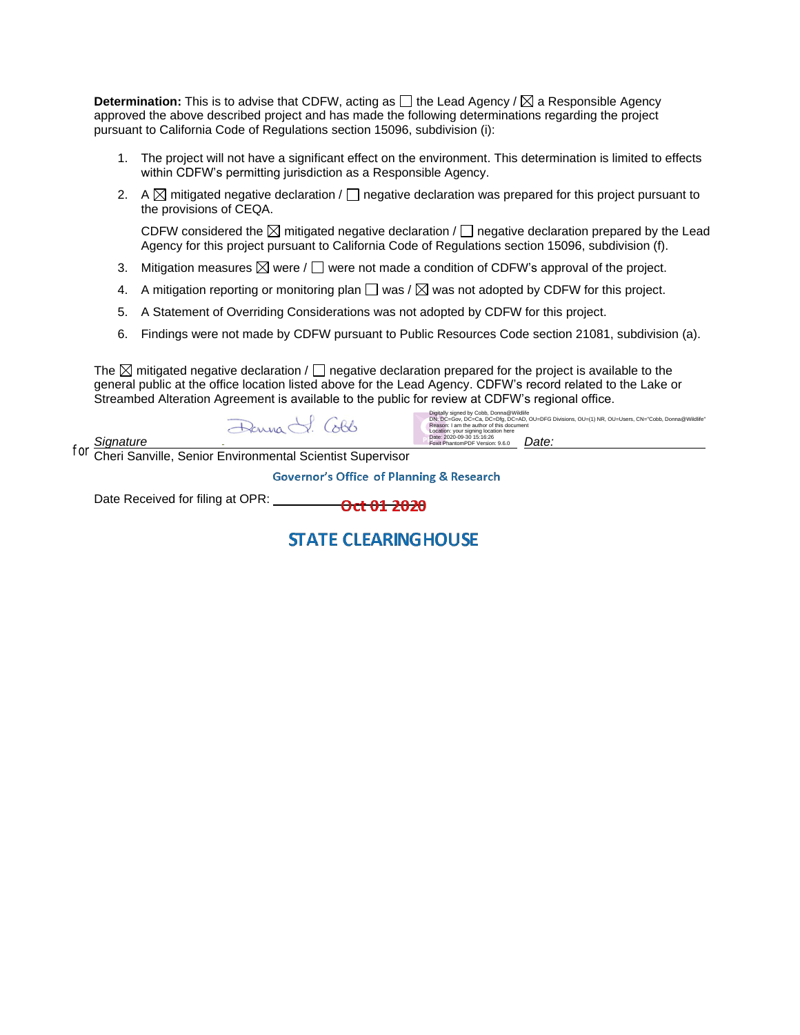**Determination:** This is to advise that CDFW, acting as ☐ the Lead Agency / ☒ a Responsible Agency approved the above described project and has made the following determinations regarding the project pursuant to California Code of Regulations section 15096, subdivision (i):

1. The project will not have a significant effect on the environment. This determination is limited to effects within CDFW's permitting jurisdiction as a Responsible Agency.
2. A ☒ mitigated negative declaration / ☐ negative declaration was prepared for this project pursuant to the provisions of CEQA.

   CDFW considered the ☒ mitigated negative declaration / ☐ negative declaration prepared by the Lead Agency for this project pursuant to California Code of Regulations section 15096, subdivision (f).
3. Mitigation measures ☒ were / ☐ were not made a condition of CDFW's approval of the project.
4. A mitigation reporting or monitoring plan ☐ was / ☒ was not adopted by CDFW for this project.
5. A Statement of Overriding Considerations was not adopted by CDFW for this project.
6. Findings were not made by CDFW pursuant to Public Resources Code section 21081, subdivision (a).

The ☒ mitigated negative declaration / ☐ negative declaration prepared for the project is available to the general public at the office location listed above for the Lead Agency. CDFW's record related to the Lake or Streambed Alteration Agreement is available to the public for review at CDFW's regional office.

Donna L. Cobb

Digitally signed by Cobb, Donna@Wildlife
DN: DC=Gov, DC=Ca, DC=Dfg, DC=AD, OU=DFG Divisions, OU=(1) NR, OU=Users, CN="Cobb, Donna@Wildlife"
Reason: I am the author of this document
Location: your signing location here
Date: 2020-09-30 15:16:26
Foxit PhantomPDF Version: 9.6.0

for *Signature* *Date:*

Cheri Sanville, Senior Environmental Scientist Supervisor

Governor's Office of Planning & Research

Date Received for filing at OPR: Oct 01 2020

STATE CLEARINGHOUSE